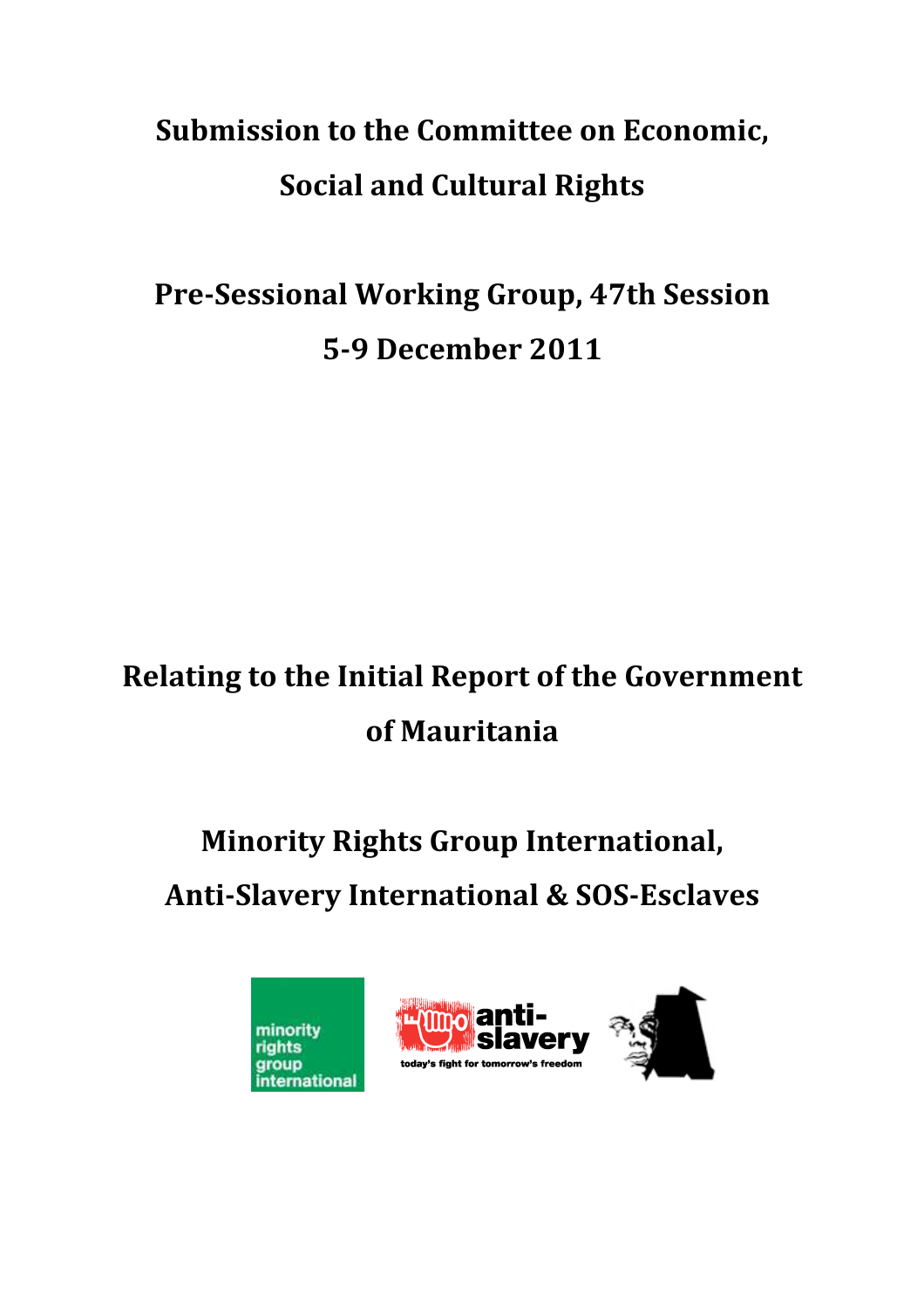# Submission to the Committee on Economic, Social and Cultural Rights

## Pre-Sessional Working Group, 47th Session

## 5-9 December 2011

## Relating to the Initial Report of the Government of Mauritania

## Minority Rights Group International, Anti-Slavery International & SOS-Esclaves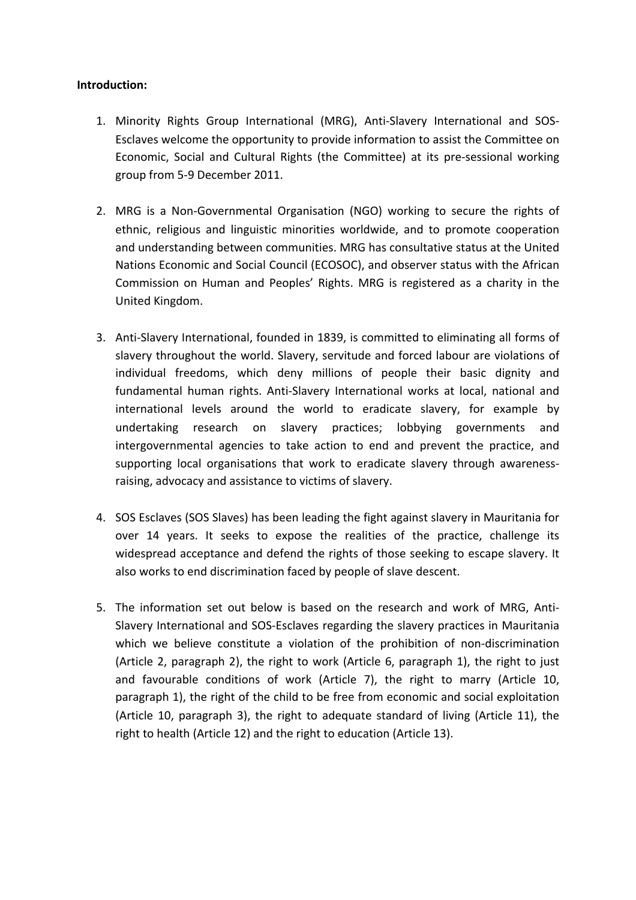**Introduction:**

1. Minority Rights Group International (MRG), Anti-Slavery International and SOS-Esclaves welcome the opportunity to provide information to assist the Committee on Economic, Social and Cultural Rights (the Committee) at its pre-sessional working group from 5-9 December 2011.

2. MRG is a Non-Governmental Organisation (NGO) working to secure the rights of ethnic, religious and linguistic minorities worldwide, and to promote cooperation and understanding between communities. MRG has consultative status at the United Nations Economic and Social Council (ECOSOC), and observer status with the African Commission on Human and Peoples' Rights. MRG is registered as a charity in the United Kingdom.

3. Anti-Slavery International, founded in 1839, is committed to eliminating all forms of slavery throughout the world. Slavery, servitude and forced labour are violations of individual freedoms, which deny millions of people their basic dignity and fundamental human rights. Anti-Slavery International works at local, national and international levels around the world to eradicate slavery, for example by undertaking research on slavery practices; lobbying governments and intergovernmental agencies to take action to end and prevent the practice, and supporting local organisations that work to eradicate slavery through awareness-raising, advocacy and assistance to victims of slavery.

4. SOS Esclaves (SOS Slaves) has been leading the fight against slavery in Mauritania for over 14 years. It seeks to expose the realities of the practice, challenge its widespread acceptance and defend the rights of those seeking to escape slavery. It also works to end discrimination faced by people of slave descent.

5. The information set out below is based on the research and work of MRG, Anti-Slavery International and SOS-Esclaves regarding the slavery practices in Mauritania which we believe constitute a violation of the prohibition of non-discrimination (Article 2, paragraph 2), the right to work (Article 6, paragraph 1), the right to just and favourable conditions of work (Article 7), the right to marry (Article 10, paragraph 1), the right of the child to be free from economic and social exploitation (Article 10, paragraph 3), the right to adequate standard of living (Article 11), the right to health (Article 12) and the right to education (Article 13).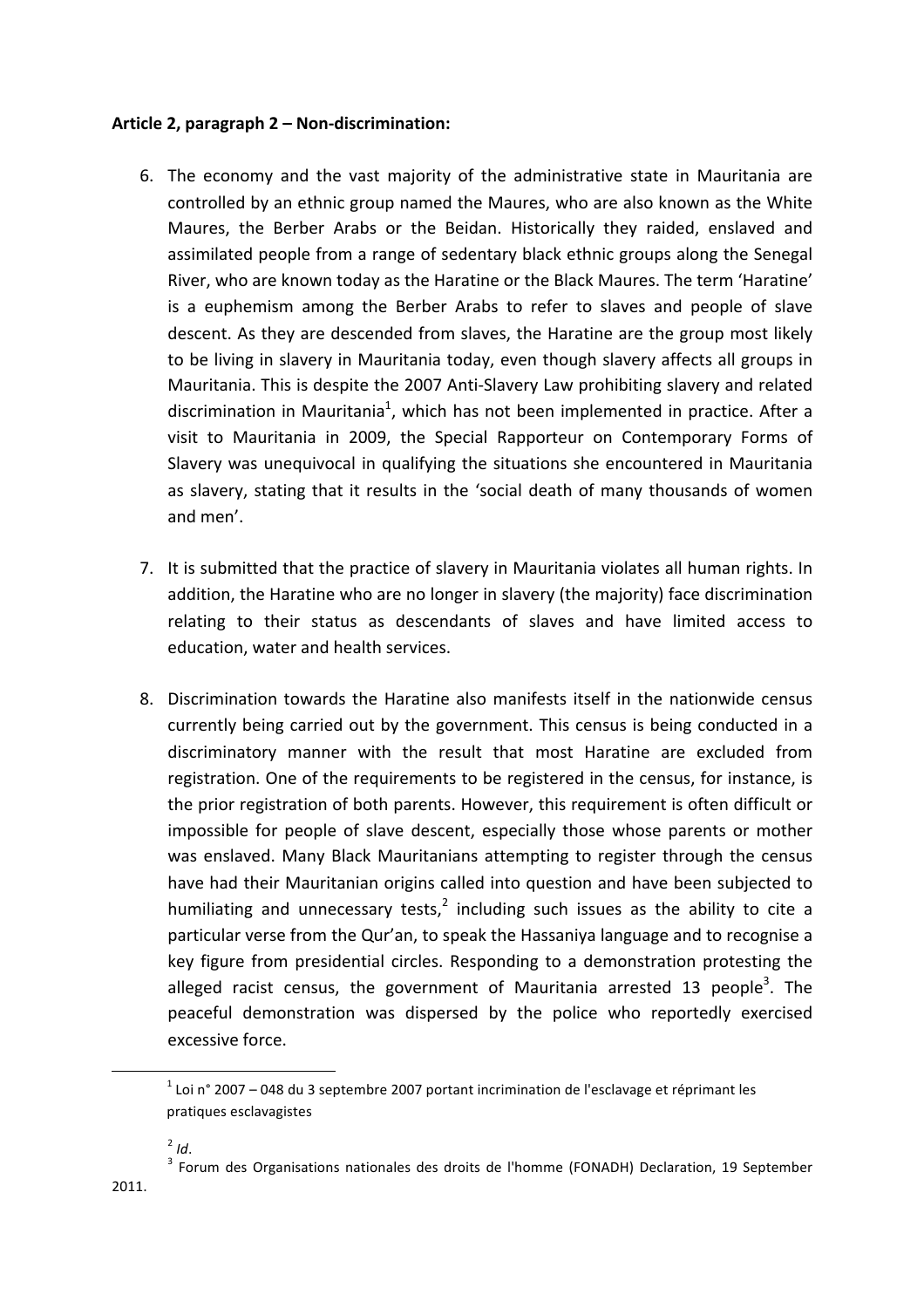**Article 2, paragraph 2 – Non-discrimination:**

6. The economy and the vast majority of the administrative state in Mauritania are controlled by an ethnic group named the Maures, who are also known as the White Maures, the Berber Arabs or the Beidan. Historically they raided, enslaved and assimilated people from a range of sedentary black ethnic groups along the Senegal River, who are known today as the Haratine or the Black Maures. The term 'Haratine' is a euphemism among the Berber Arabs to refer to slaves and people of slave descent. As they are descended from slaves, the Haratine are the group most likely to be living in slavery in Mauritania today, even though slavery affects all groups in Mauritania. This is despite the 2007 Anti-Slavery Law prohibiting slavery and related discrimination in Mauritania[1], which has not been implemented in practice. After a visit to Mauritania in 2009, the Special Rapporteur on Contemporary Forms of Slavery was unequivocal in qualifying the situations she encountered in Mauritania as slavery, stating that it results in the 'social death of many thousands of women and men'.

7. It is submitted that the practice of slavery in Mauritania violates all human rights. In addition, the Haratine who are no longer in slavery (the majority) face discrimination relating to their status as descendants of slaves and have limited access to education, water and health services.

8. Discrimination towards the Haratine also manifests itself in the nationwide census currently being carried out by the government. This census is being conducted in a discriminatory manner with the result that most Haratine are excluded from registration. One of the requirements to be registered in the census, for instance, is the prior registration of both parents. However, this requirement is often difficult or impossible for people of slave descent, especially those whose parents or mother was enslaved. Many Black Mauritanians attempting to register through the census have had their Mauritanian origins called into question and have been subjected to humiliating and unnecessary tests,[2] including such issues as the ability to cite a particular verse from the Qur'an, to speak the Hassaniya language and to recognise a key figure from presidential circles. Responding to a demonstration protesting the alleged racist census, the government of Mauritania arrested 13 people[3]. The peaceful demonstration was dispersed by the police who reportedly exercised excessive force.

---

[1] Loi n° 2007 – 048 du 3 septembre 2007 portant incrimination de l'esclavage et réprimant les pratiques esclavagistes

[2] *Id*.

[3] Forum des Organisations nationales des droits de l'homme (FONADH) Declaration, 19 September 2011.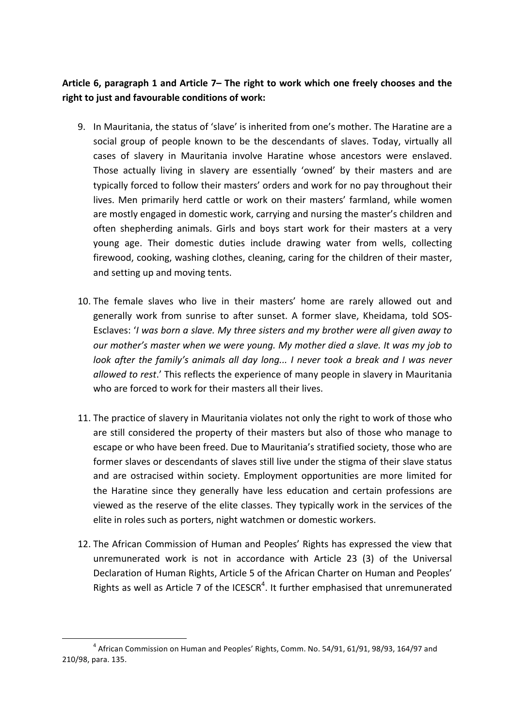**Article 6, paragraph 1 and Article 7– The right to work which one freely chooses and the right to just and favourable conditions of work:**

9. In Mauritania, the status of 'slave' is inherited from one's mother. The Haratine are a social group of people known to be the descendants of slaves. Today, virtually all cases of slavery in Mauritania involve Haratine whose ancestors were enslaved. Those actually living in slavery are essentially 'owned' by their masters and are typically forced to follow their masters' orders and work for no pay throughout their lives. Men primarily herd cattle or work on their masters' farmland, while women are mostly engaged in domestic work, carrying and nursing the master's children and often shepherding animals. Girls and boys start work for their masters at a very young age. Their domestic duties include drawing water from wells, collecting firewood, cooking, washing clothes, cleaning, caring for the children of their master, and setting up and moving tents.

10. The female slaves who live in their masters' home are rarely allowed out and generally work from sunrise to after sunset. A former slave, Kheidama, told SOS-Esclaves: '*I was born a slave. My three sisters and my brother were all given away to our mother's master when we were young. My mother died a slave. It was my job to look after the family's animals all day long... I never took a break and I was never allowed to rest*.' This reflects the experience of many people in slavery in Mauritania who are forced to work for their masters all their lives.

11. The practice of slavery in Mauritania violates not only the right to work of those who are still considered the property of their masters but also of those who manage to escape or who have been freed. Due to Mauritania's stratified society, those who are former slaves or descendants of slaves still live under the stigma of their slave status and are ostracised within society. Employment opportunities are more limited for the Haratine since they generally have less education and certain professions are viewed as the reserve of the elite classes. They typically work in the services of the elite in roles such as porters, night watchmen or domestic workers.

12. The African Commission of Human and Peoples' Rights has expressed the view that unremunerated work is not in accordance with Article 23 (3) of the Universal Declaration of Human Rights, Article 5 of the African Charter on Human and Peoples' Rights as well as Article 7 of the ICESCR[4]. It further emphasised that unremunerated

[4] African Commission on Human and Peoples' Rights, Comm. No. 54/91, 61/91, 98/93, 164/97 and 210/98, para. 135.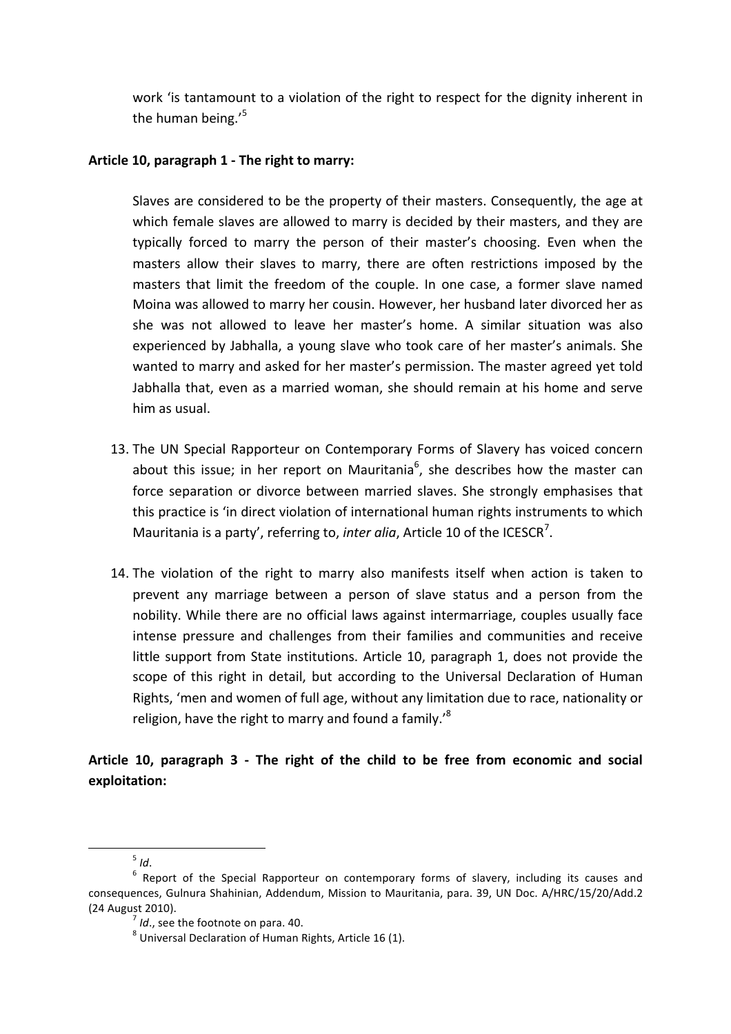work 'is tantamount to a violation of the right to respect for the dignity inherent in the human being.'[5]

**Article 10, paragraph 1 - The right to marry:**

Slaves are considered to be the property of their masters. Consequently, the age at which female slaves are allowed to marry is decided by their masters, and they are typically forced to marry the person of their master's choosing. Even when the masters allow their slaves to marry, there are often restrictions imposed by the masters that limit the freedom of the couple. In one case, a former slave named Moina was allowed to marry her cousin. However, her husband later divorced her as she was not allowed to leave her master's home. A similar situation was also experienced by Jabhalla, a young slave who took care of her master's animals. She wanted to marry and asked for her master's permission. The master agreed yet told Jabhalla that, even as a married woman, she should remain at his home and serve him as usual.

13. The UN Special Rapporteur on Contemporary Forms of Slavery has voiced concern about this issue; in her report on Mauritania[6], she describes how the master can force separation or divorce between married slaves. She strongly emphasises that this practice is 'in direct violation of international human rights instruments to which Mauritania is a party', referring to, *inter alia*, Article 10 of the ICESCR[7].

14. The violation of the right to marry also manifests itself when action is taken to prevent any marriage between a person of slave status and a person from the nobility. While there are no official laws against intermarriage, couples usually face intense pressure and challenges from their families and communities and receive little support from State institutions. Article 10, paragraph 1, does not provide the scope of this right in detail, but according to the Universal Declaration of Human Rights, 'men and women of full age, without any limitation due to race, nationality or religion, have the right to marry and found a family.'[8]

**Article 10, paragraph 3 - The right of the child to be free from economic and social exploitation:**

---

[5] *Id*.

[6] Report of the Special Rapporteur on contemporary forms of slavery, including its causes and consequences, Gulnura Shahinian, Addendum, Mission to Mauritania, para. 39, UN Doc. A/HRC/15/20/Add.2 (24 August 2010).

[7] *Id*., see the footnote on para. 40.

[8] Universal Declaration of Human Rights, Article 16 (1).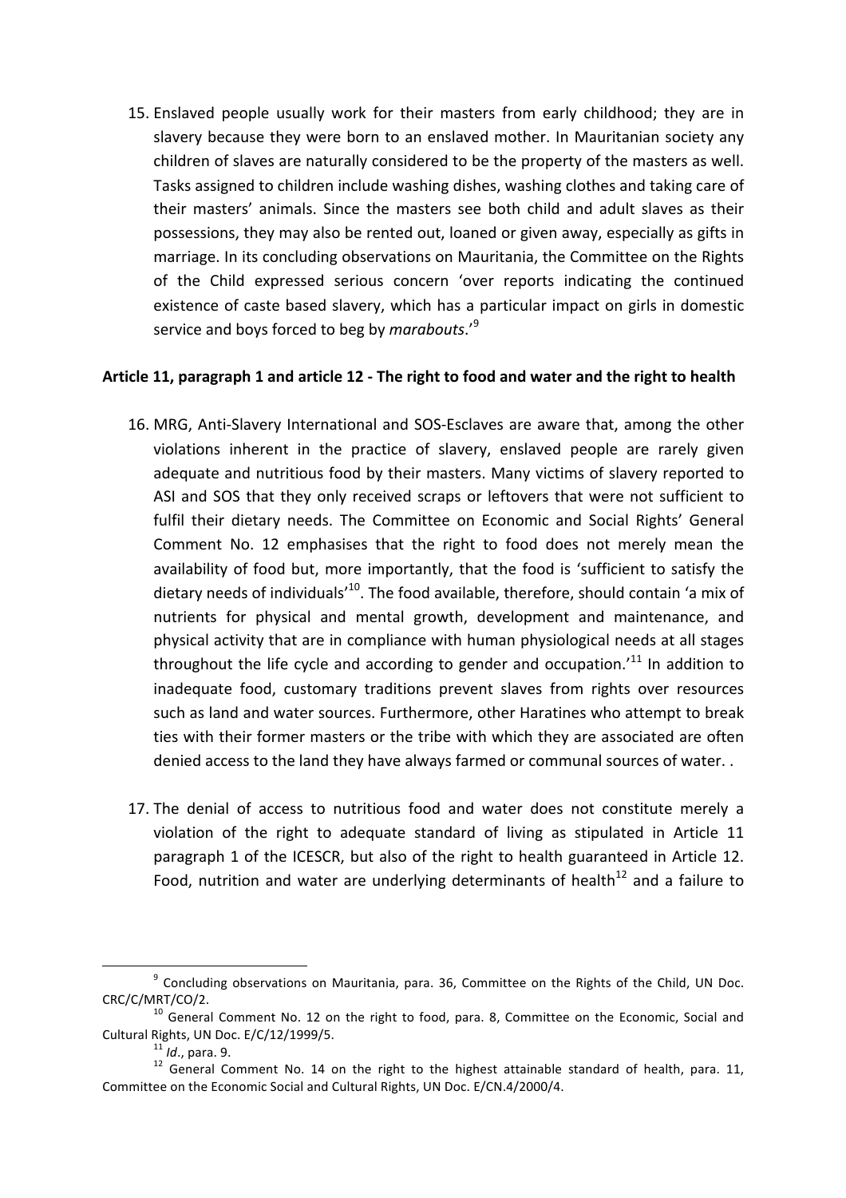15. Enslaved people usually work for their masters from early childhood; they are in slavery because they were born to an enslaved mother. In Mauritanian society any children of slaves are naturally considered to be the property of the masters as well. Tasks assigned to children include washing dishes, washing clothes and taking care of their masters' animals. Since the masters see both child and adult slaves as their possessions, they may also be rented out, loaned or given away, especially as gifts in marriage. In its concluding observations on Mauritania, the Committee on the Rights of the Child expressed serious concern 'over reports indicating the continued existence of caste based slavery, which has a particular impact on girls in domestic service and boys forced to beg by *marabouts*.'[9]

**Article 11, paragraph 1 and article 12 - The right to food and water and the right to health**

16. MRG, Anti-Slavery International and SOS-Esclaves are aware that, among the other violations inherent in the practice of slavery, enslaved people are rarely given adequate and nutritious food by their masters. Many victims of slavery reported to ASI and SOS that they only received scraps or leftovers that were not sufficient to fulfil their dietary needs. The Committee on Economic and Social Rights' General Comment No. 12 emphasises that the right to food does not merely mean the availability of food but, more importantly, that the food is 'sufficient to satisfy the dietary needs of individuals'[10]. The food available, therefore, should contain 'a mix of nutrients for physical and mental growth, development and maintenance, and physical activity that are in compliance with human physiological needs at all stages throughout the life cycle and according to gender and occupation.'[11] In addition to inadequate food, customary traditions prevent slaves from rights over resources such as land and water sources. Furthermore, other Haratines who attempt to break ties with their former masters or the tribe with which they are associated are often denied access to the land they have always farmed or communal sources of water. .

17. The denial of access to nutritious food and water does not constitute merely a violation of the right to adequate standard of living as stipulated in Article 11 paragraph 1 of the ICESCR, but also of the right to health guaranteed in Article 12. Food, nutrition and water are underlying determinants of health[12] and a failure to

---

[9] Concluding observations on Mauritania, para. 36, Committee on the Rights of the Child, UN Doc. CRC/C/MRT/CO/2.

[10] General Comment No. 12 on the right to food, para. 8, Committee on the Economic, Social and Cultural Rights, UN Doc. E/C/12/1999/5.

[11] *Id*., para. 9.

[12] General Comment No. 14 on the right to the highest attainable standard of health, para. 11, Committee on the Economic Social and Cultural Rights, UN Doc. E/CN.4/2000/4.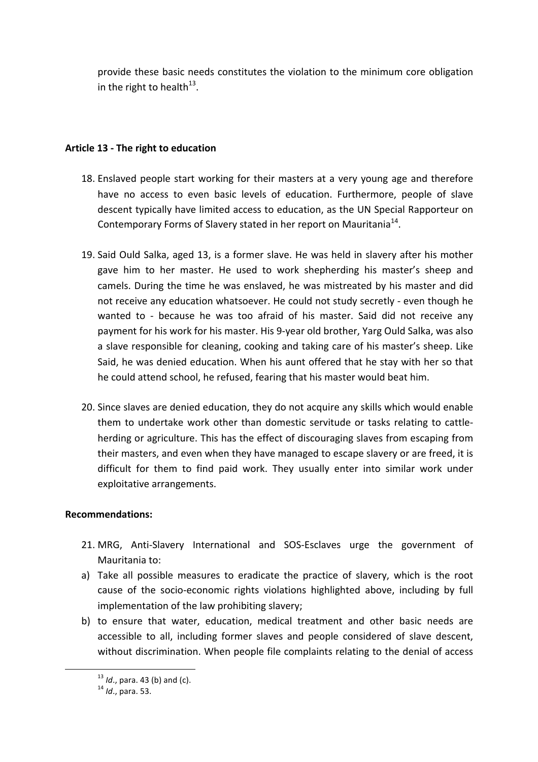provide these basic needs constitutes the violation to the minimum core obligation in the right to health[13].

**Article 13 - The right to education**

18. Enslaved people start working for their masters at a very young age and therefore have no access to even basic levels of education. Furthermore, people of slave descent typically have limited access to education, as the UN Special Rapporteur on Contemporary Forms of Slavery stated in her report on Mauritania[14].

19. Said Ould Salka, aged 13, is a former slave. He was held in slavery after his mother gave him to her master. He used to work shepherding his master's sheep and camels. During the time he was enslaved, he was mistreated by his master and did not receive any education whatsoever. He could not study secretly - even though he wanted to - because he was too afraid of his master. Said did not receive any payment for his work for his master. His 9-year old brother, Yarg Ould Salka, was also a slave responsible for cleaning, cooking and taking care of his master's sheep. Like Said, he was denied education. When his aunt offered that he stay with her so that he could attend school, he refused, fearing that his master would beat him.

20. Since slaves are denied education, they do not acquire any skills which would enable them to undertake work other than domestic servitude or tasks relating to cattle-herding or agriculture. This has the effect of discouraging slaves from escaping from their masters, and even when they have managed to escape slavery or are freed, it is difficult for them to find paid work. They usually enter into similar work under exploitative arrangements.

**Recommendations:**

21. MRG, Anti-Slavery International and SOS-Esclaves urge the government of Mauritania to:

a) Take all possible measures to eradicate the practice of slavery, which is the root cause of the socio-economic rights violations highlighted above, including by full implementation of the law prohibiting slavery;

b) to ensure that water, education, medical treatment and other basic needs are accessible to all, including former slaves and people considered of slave descent, without discrimination. When people file complaints relating to the denial of access

---

[13] *Id*., para. 43 (b) and (c).

[14] *Id*., para. 53.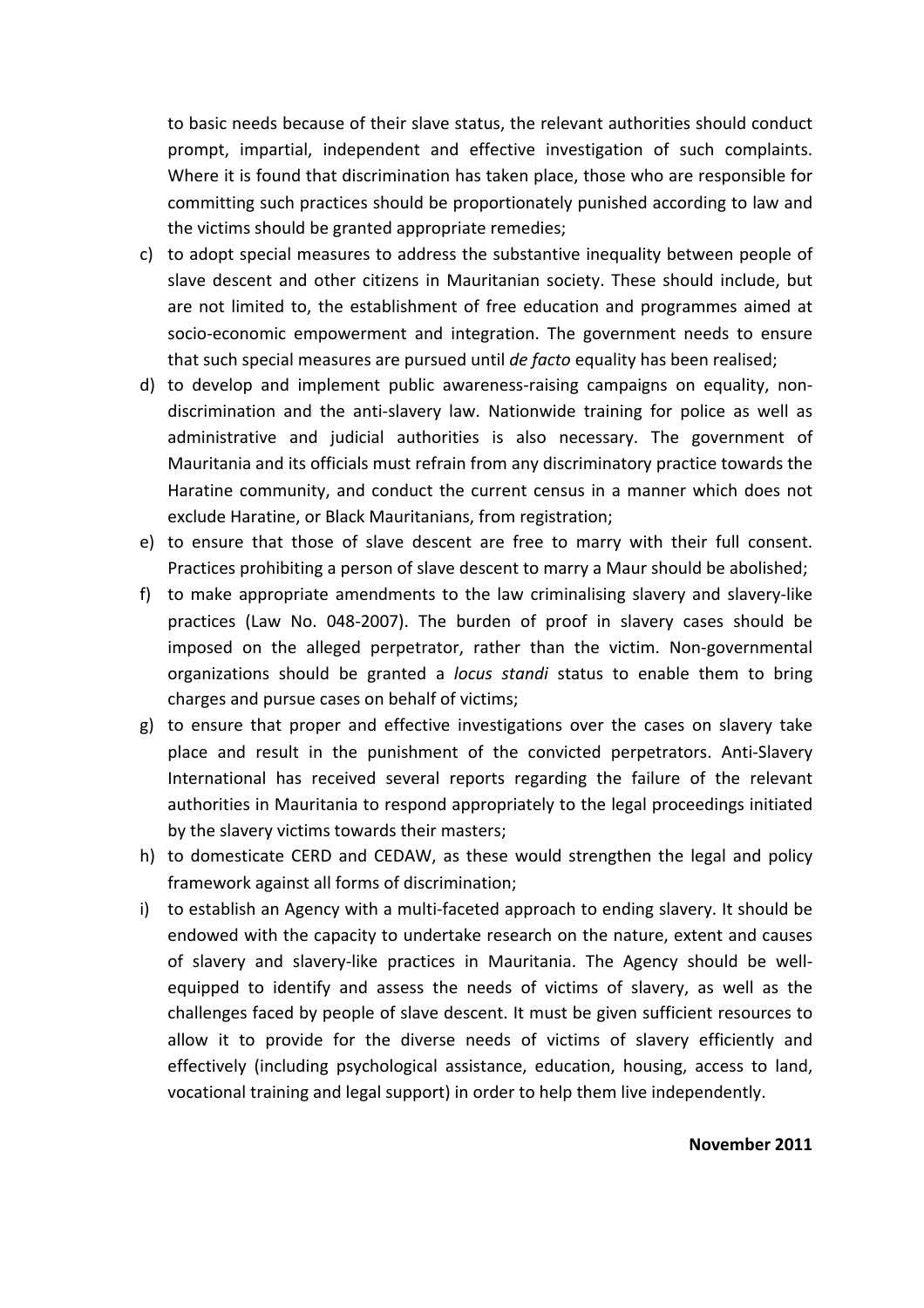to basic needs because of their slave status, the relevant authorities should conduct prompt, impartial, independent and effective investigation of such complaints. Where it is found that discrimination has taken place, those who are responsible for committing such practices should be proportionately punished according to law and the victims should be granted appropriate remedies;

c) to adopt special measures to address the substantive inequality between people of slave descent and other citizens in Mauritanian society. These should include, but are not limited to, the establishment of free education and programmes aimed at socio-economic empowerment and integration. The government needs to ensure that such special measures are pursued until *de facto* equality has been realised;

d) to develop and implement public awareness-raising campaigns on equality, non-discrimination and the anti-slavery law. Nationwide training for police as well as administrative and judicial authorities is also necessary. The government of Mauritania and its officials must refrain from any discriminatory practice towards the Haratine community, and conduct the current census in a manner which does not exclude Haratine, or Black Mauritanians, from registration;

e) to ensure that those of slave descent are free to marry with their full consent. Practices prohibiting a person of slave descent to marry a Maur should be abolished;

f) to make appropriate amendments to the law criminalising slavery and slavery-like practices (Law No. 048-2007). The burden of proof in slavery cases should be imposed on the alleged perpetrator, rather than the victim. Non-governmental organizations should be granted a *locus standi* status to enable them to bring charges and pursue cases on behalf of victims;

g) to ensure that proper and effective investigations over the cases on slavery take place and result in the punishment of the convicted perpetrators. Anti-Slavery International has received several reports regarding the failure of the relevant authorities in Mauritania to respond appropriately to the legal proceedings initiated by the slavery victims towards their masters;

h) to domesticate CERD and CEDAW, as these would strengthen the legal and policy framework against all forms of discrimination;

i) to establish an Agency with a multi-faceted approach to ending slavery. It should be endowed with the capacity to undertake research on the nature, extent and causes of slavery and slavery-like practices in Mauritania. The Agency should be well-equipped to identify and assess the needs of victims of slavery, as well as the challenges faced by people of slave descent. It must be given sufficient resources to allow it to provide for the diverse needs of victims of slavery efficiently and effectively (including psychological assistance, education, housing, access to land, vocational training and legal support) in order to help them live independently.

**November 2011**